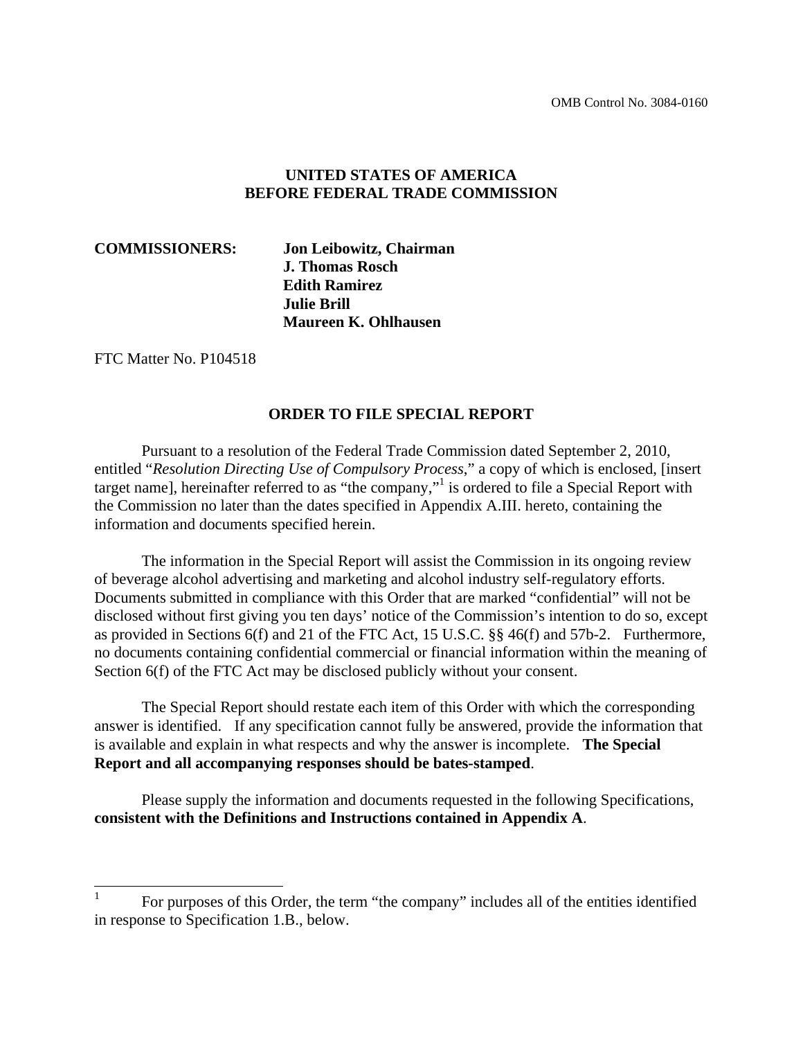OMB Control No. 3084-0160

**UNITED STATES OF AMERICA**
**BEFORE FEDERAL TRADE COMMISSION**

**COMMISSIONERS:** **Jon Leibowitz, Chairman**
**J. Thomas Rosch**
**Edith Ramirez**
**Julie Brill**
**Maureen K. Ohlhausen**

FTC Matter No. P104518

## ORDER TO FILE SPECIAL REPORT

Pursuant to a resolution of the Federal Trade Commission dated September 2, 2010, entitled "*Resolution Directing Use of Compulsory Process*," a copy of which is enclosed, [insert target name], hereinafter referred to as "the company,"[1] is ordered to file a Special Report with the Commission no later than the dates specified in Appendix A.III. hereto, containing the information and documents specified herein.

The information in the Special Report will assist the Commission in its ongoing review of beverage alcohol advertising and marketing and alcohol industry self-regulatory efforts. Documents submitted in compliance with this Order that are marked "confidential" will not be disclosed without first giving you ten days' notice of the Commission's intention to do so, except as provided in Sections 6(f) and 21 of the FTC Act, 15 U.S.C. §§ 46(f) and 57b-2. Furthermore, no documents containing confidential commercial or financial information within the meaning of Section 6(f) of the FTC Act may be disclosed publicly without your consent.

The Special Report should restate each item of this Order with which the corresponding answer is identified. If any specification cannot fully be answered, provide the information that is available and explain in what respects and why the answer is incomplete. **The Special Report and all accompanying responses should be bates-stamped**.

Please supply the information and documents requested in the following Specifications, **consistent with the Definitions and Instructions contained in Appendix A**.

---

[1] For purposes of this Order, the term "the company" includes all of the entities identified in response to Specification 1.B., below.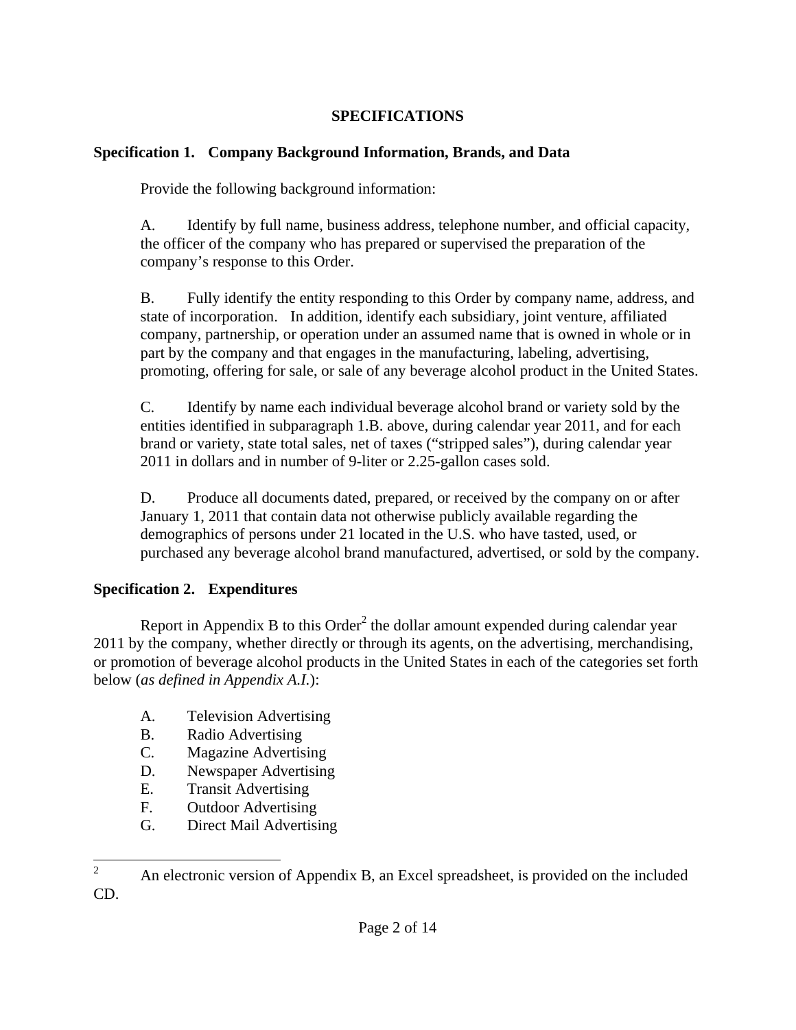# SPECIFICATIONS

## Specification 1. Company Background Information, Brands, and Data

Provide the following background information:

A. Identify by full name, business address, telephone number, and official capacity, the officer of the company who has prepared or supervised the preparation of the company's response to this Order.

B. Fully identify the entity responding to this Order by company name, address, and state of incorporation. In addition, identify each subsidiary, joint venture, affiliated company, partnership, or operation under an assumed name that is owned in whole or in part by the company and that engages in the manufacturing, labeling, advertising, promoting, offering for sale, or sale of any beverage alcohol product in the United States.

C. Identify by name each individual beverage alcohol brand or variety sold by the entities identified in subparagraph 1.B. above, during calendar year 2011, and for each brand or variety, state total sales, net of taxes ("stripped sales"), during calendar year 2011 in dollars and in number of 9-liter or 2.25-gallon cases sold.

D. Produce all documents dated, prepared, or received by the company on or after January 1, 2011 that contain data not otherwise publicly available regarding the demographics of persons under 21 located in the U.S. who have tasted, used, or purchased any beverage alcohol brand manufactured, advertised, or sold by the company.

## Specification 2. Expenditures

Report in Appendix B to this Order[2] the dollar amount expended during calendar year 2011 by the company, whether directly or through its agents, on the advertising, merchandising, or promotion of beverage alcohol products in the United States in each of the categories set forth below (*as defined in Appendix A.I.*):

A. Television Advertising
B. Radio Advertising
C. Magazine Advertising
D. Newspaper Advertising
E. Transit Advertising
F. Outdoor Advertising
G. Direct Mail Advertising

---

[2] An electronic version of Appendix B, an Excel spreadsheet, is provided on the included CD.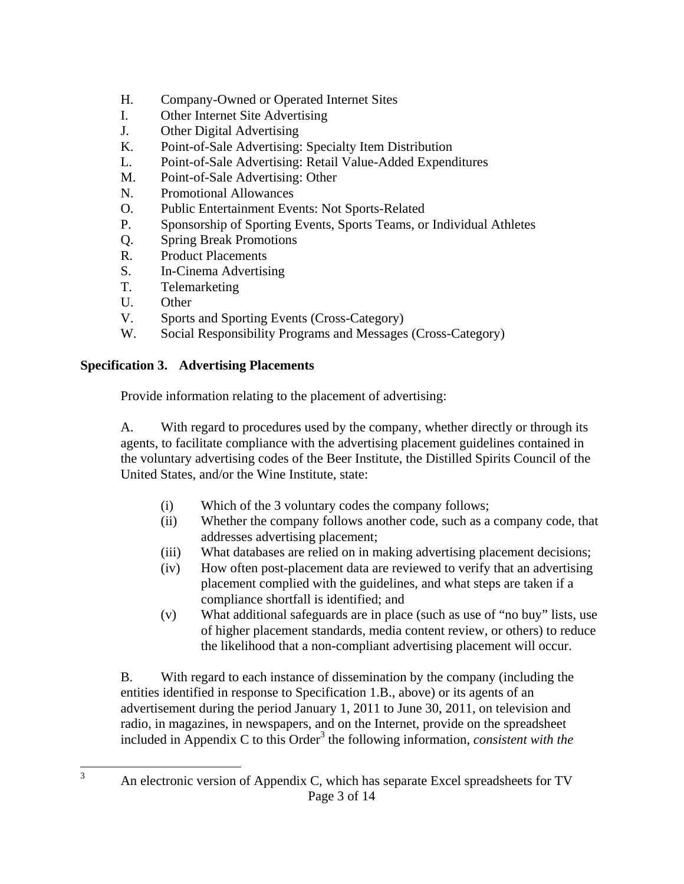H. Company-Owned or Operated Internet Sites
I. Other Internet Site Advertising
J. Other Digital Advertising
K. Point-of-Sale Advertising: Specialty Item Distribution
L. Point-of-Sale Advertising: Retail Value-Added Expenditures
M. Point-of-Sale Advertising: Other
N. Promotional Allowances
O. Public Entertainment Events: Not Sports-Related
P. Sponsorship of Sporting Events, Sports Teams, or Individual Athletes
Q. Spring Break Promotions
R. Product Placements
S. In-Cinema Advertising
T. Telemarketing
U. Other
V. Sports and Sporting Events (Cross-Category)
W. Social Responsibility Programs and Messages (Cross-Category)

**Specification 3. Advertising Placements**

Provide information relating to the placement of advertising:

A. With regard to procedures used by the company, whether directly or through its agents, to facilitate compliance with the advertising placement guidelines contained in the voluntary advertising codes of the Beer Institute, the Distilled Spirits Council of the United States, and/or the Wine Institute, state:

(i) Which of the 3 voluntary codes the company follows;
(ii) Whether the company follows another code, such as a company code, that addresses advertising placement;
(iii) What databases are relied on in making advertising placement decisions;
(iv) How often post-placement data are reviewed to verify that an advertising placement complied with the guidelines, and what steps are taken if a compliance shortfall is identified; and
(v) What additional safeguards are in place (such as use of "no buy" lists, use of higher placement standards, media content review, or others) to reduce the likelihood that a non-compliant advertising placement will occur.

B. With regard to each instance of dissemination by the company (including the entities identified in response to Specification 1.B., above) or its agents of an advertisement during the period January 1, 2011 to June 30, 2011, on television and radio, in magazines, in newspapers, and on the Internet, provide on the spreadsheet included in Appendix C to this Order[3] the following information, *consistent with the*

[3] An electronic version of Appendix C, which has separate Excel spreadsheets for TV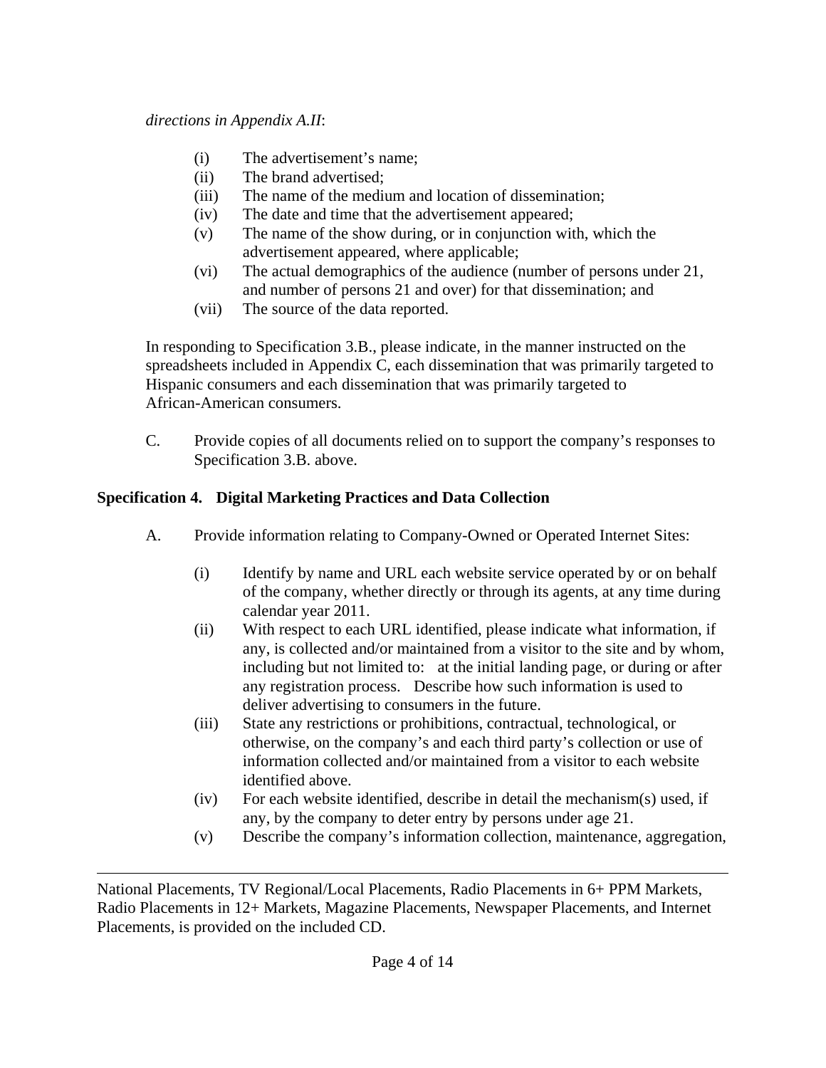*directions in Appendix A.II*:

- (i) The advertisement's name;
- (ii) The brand advertised;
- (iii) The name of the medium and location of dissemination;
- (iv) The date and time that the advertisement appeared;
- (v) The name of the show during, or in conjunction with, which the advertisement appeared, where applicable;
- (vi) The actual demographics of the audience (number of persons under 21, and number of persons 21 and over) for that dissemination; and
- (vii) The source of the data reported.

In responding to Specification 3.B., please indicate, in the manner instructed on the spreadsheets included in Appendix C, each dissemination that was primarily targeted to Hispanic consumers and each dissemination that was primarily targeted to African-American consumers.

C. Provide copies of all documents relied on to support the company's responses to Specification 3.B. above.

**Specification 4. Digital Marketing Practices and Data Collection**

A. Provide information relating to Company-Owned or Operated Internet Sites:

- (i) Identify by name and URL each website service operated by or on behalf of the company, whether directly or through its agents, at any time during calendar year 2011.
- (ii) With respect to each URL identified, please indicate what information, if any, is collected and/or maintained from a visitor to the site and by whom, including but not limited to: at the initial landing page, or during or after any registration process. Describe how such information is used to deliver advertising to consumers in the future.
- (iii) State any restrictions or prohibitions, contractual, technological, or otherwise, on the company's and each third party's collection or use of information collected and/or maintained from a visitor to each website identified above.
- (iv) For each website identified, describe in detail the mechanism(s) used, if any, by the company to deter entry by persons under age 21.
- (v) Describe the company's information collection, maintenance, aggregation,

---

National Placements, TV Regional/Local Placements, Radio Placements in 6+ PPM Markets, Radio Placements in 12+ Markets, Magazine Placements, Newspaper Placements, and Internet Placements, is provided on the included CD.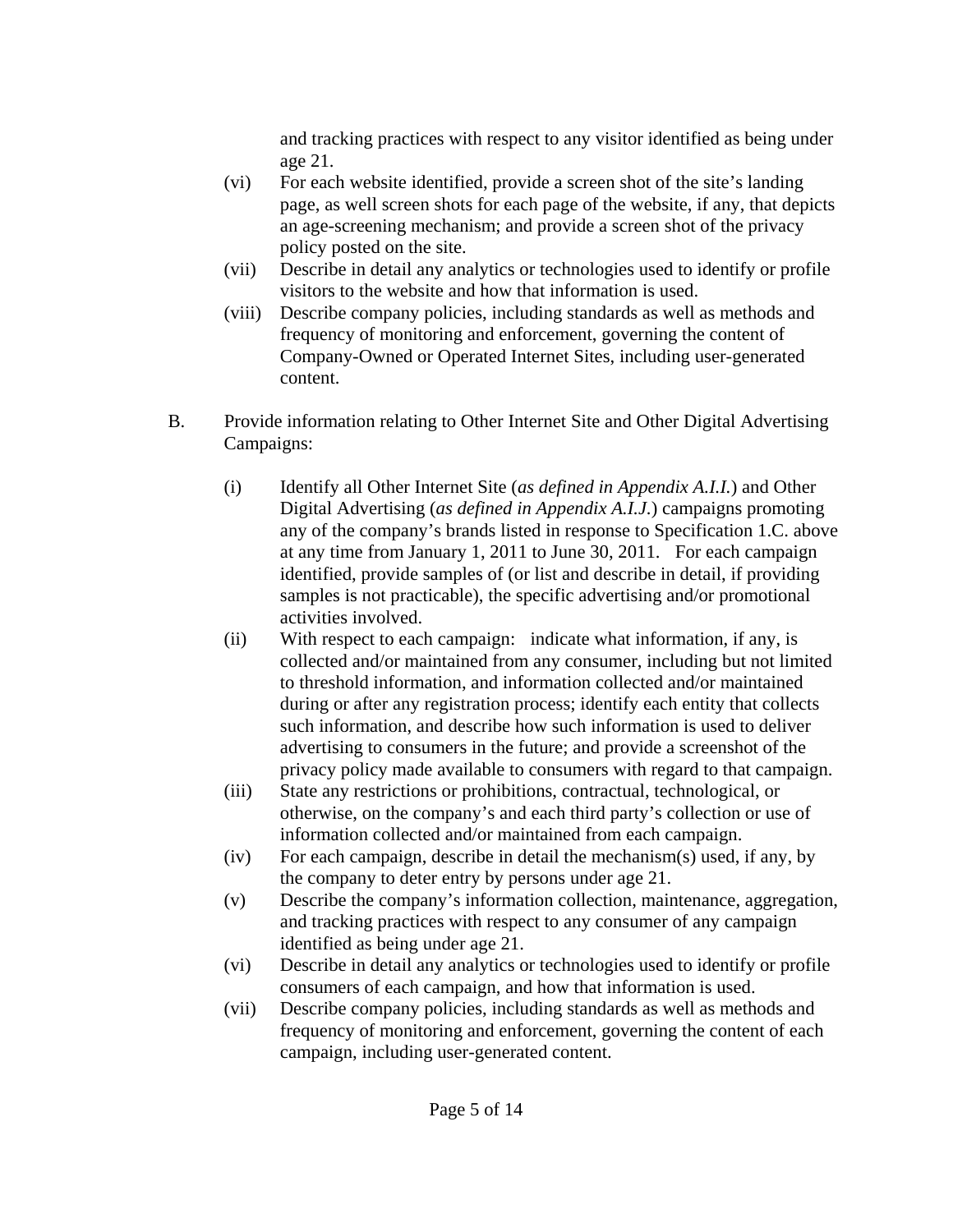and tracking practices with respect to any visitor identified as being under age 21.

(vi) For each website identified, provide a screen shot of the site's landing page, as well screen shots for each page of the website, if any, that depicts an age-screening mechanism; and provide a screen shot of the privacy policy posted on the site.

(vii) Describe in detail any analytics or technologies used to identify or profile visitors to the website and how that information is used.

(viii) Describe company policies, including standards as well as methods and frequency of monitoring and enforcement, governing the content of Company-Owned or Operated Internet Sites, including user-generated content.

B. Provide information relating to Other Internet Site and Other Digital Advertising Campaigns:

(i) Identify all Other Internet Site (*as defined in Appendix A.I.I.*) and Other Digital Advertising (*as defined in Appendix A.I.J.*) campaigns promoting any of the company's brands listed in response to Specification 1.C. above at any time from January 1, 2011 to June 30, 2011. For each campaign identified, provide samples of (or list and describe in detail, if providing samples is not practicable), the specific advertising and/or promotional activities involved.

(ii) With respect to each campaign: indicate what information, if any, is collected and/or maintained from any consumer, including but not limited to threshold information, and information collected and/or maintained during or after any registration process; identify each entity that collects such information, and describe how such information is used to deliver advertising to consumers in the future; and provide a screenshot of the privacy policy made available to consumers with regard to that campaign.

(iii) State any restrictions or prohibitions, contractual, technological, or otherwise, on the company's and each third party's collection or use of information collected and/or maintained from each campaign.

(iv) For each campaign, describe in detail the mechanism(s) used, if any, by the company to deter entry by persons under age 21.

(v) Describe the company's information collection, maintenance, aggregation, and tracking practices with respect to any consumer of any campaign identified as being under age 21.

(vi) Describe in detail any analytics or technologies used to identify or profile consumers of each campaign, and how that information is used.

(vii) Describe company policies, including standards as well as methods and frequency of monitoring and enforcement, governing the content of each campaign, including user-generated content.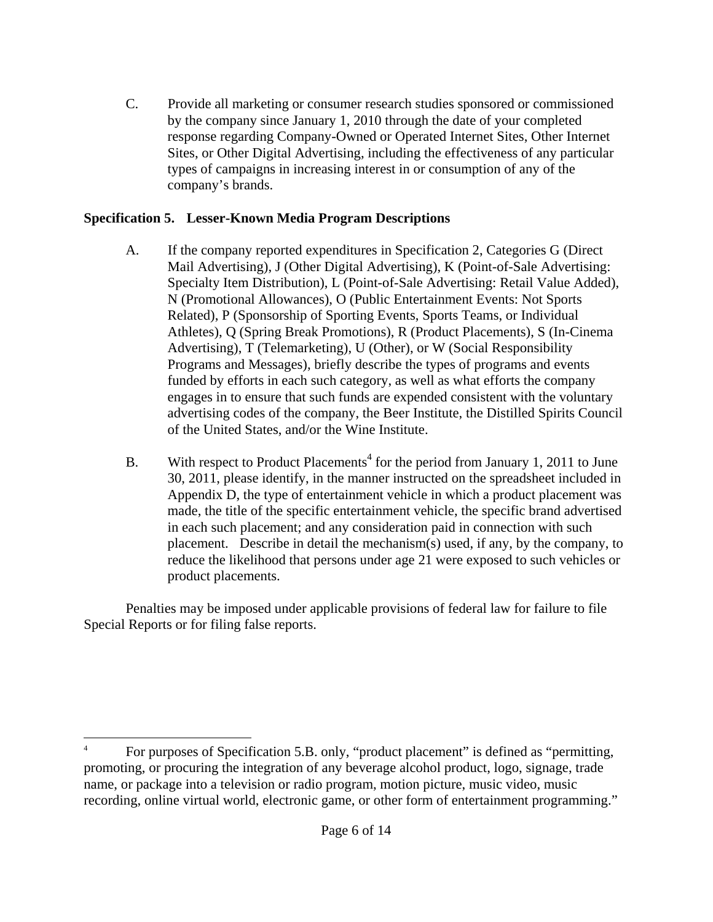C. Provide all marketing or consumer research studies sponsored or commissioned by the company since January 1, 2010 through the date of your completed response regarding Company-Owned or Operated Internet Sites, Other Internet Sites, or Other Digital Advertising, including the effectiveness of any particular types of campaigns in increasing interest in or consumption of any of the company's brands.

**Specification 5. Lesser-Known Media Program Descriptions**

A. If the company reported expenditures in Specification 2, Categories G (Direct Mail Advertising), J (Other Digital Advertising), K (Point-of-Sale Advertising: Specialty Item Distribution), L (Point-of-Sale Advertising: Retail Value Added), N (Promotional Allowances), O (Public Entertainment Events: Not Sports Related), P (Sponsorship of Sporting Events, Sports Teams, or Individual Athletes), Q (Spring Break Promotions), R (Product Placements), S (In-Cinema Advertising), T (Telemarketing), U (Other), or W (Social Responsibility Programs and Messages), briefly describe the types of programs and events funded by efforts in each such category, as well as what efforts the company engages in to ensure that such funds are expended consistent with the voluntary advertising codes of the company, the Beer Institute, the Distilled Spirits Council of the United States, and/or the Wine Institute.

B. With respect to Product Placements[4] for the period from January 1, 2011 to June 30, 2011, please identify, in the manner instructed on the spreadsheet included in Appendix D, the type of entertainment vehicle in which a product placement was made, the title of the specific entertainment vehicle, the specific brand advertised in each such placement; and any consideration paid in connection with such placement. Describe in detail the mechanism(s) used, if any, by the company, to reduce the likelihood that persons under age 21 were exposed to such vehicles or product placements.

Penalties may be imposed under applicable provisions of federal law for failure to file Special Reports or for filing false reports.

---

[4] For purposes of Specification 5.B. only, "product placement" is defined as "permitting, promoting, or procuring the integration of any beverage alcohol product, logo, signage, trade name, or package into a television or radio program, motion picture, music video, music recording, online virtual world, electronic game, or other form of entertainment programming."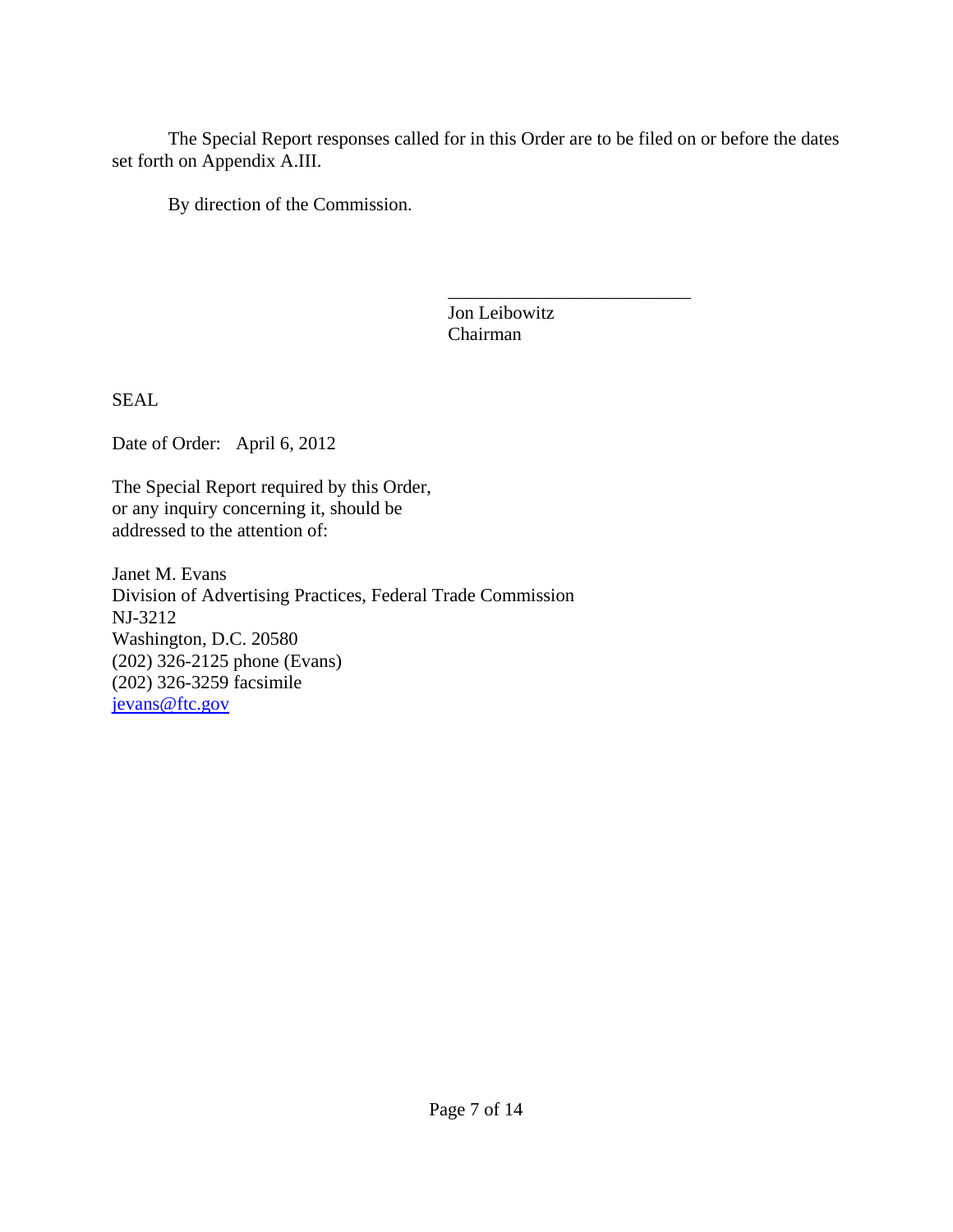The Special Report responses called for in this Order are to be filed on or before the dates set forth on Appendix A.III.

By direction of the Commission.

\_\_\_\_\_\_\_\_\_\_\_\_\_\_\_\_\_\_\_\_\_\_\_\_\_\_\_

Jon Leibowitz
Chairman

SEAL

Date of Order: April 6, 2012

The Special Report required by this Order, or any inquiry concerning it, should be addressed to the attention of:

Janet M. Evans
Division of Advertising Practices, Federal Trade Commission
NJ-3212
Washington, D.C. 20580
(202) 326-2125 phone (Evans)
(202) 326-3259 facsimile
jevans@ftc.gov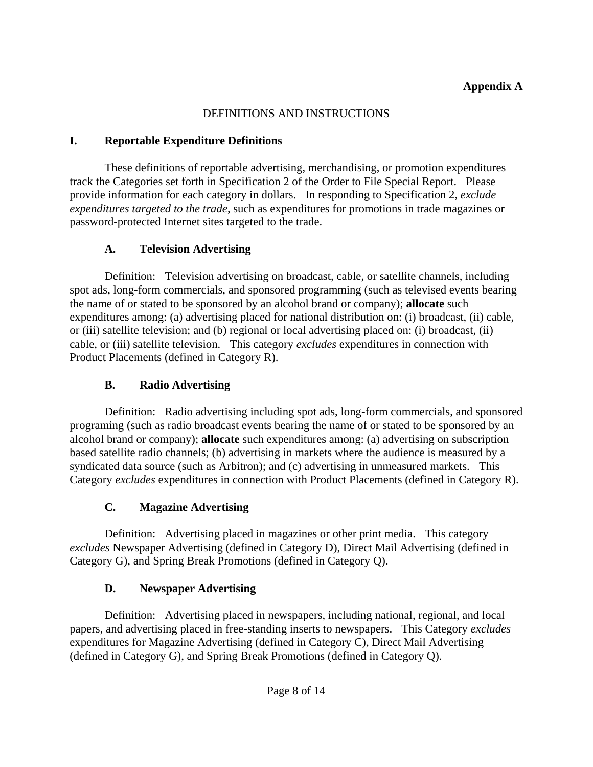**Appendix A**

DEFINITIONS AND INSTRUCTIONS

## I. Reportable Expenditure Definitions

These definitions of reportable advertising, merchandising, or promotion expenditures track the Categories set forth in Specification 2 of the Order to File Special Report. Please provide information for each category in dollars. In responding to Specification 2, *exclude expenditures targeted to the trade*, such as expenditures for promotions in trade magazines or password-protected Internet sites targeted to the trade.

### A. Television Advertising

Definition: Television advertising on broadcast, cable, or satellite channels, including spot ads, long-form commercials, and sponsored programming (such as televised events bearing the name of or stated to be sponsored by an alcohol brand or company); **allocate** such expenditures among: (a) advertising placed for national distribution on: (i) broadcast, (ii) cable, or (iii) satellite television; and (b) regional or local advertising placed on: (i) broadcast, (ii) cable, or (iii) satellite television. This category *excludes* expenditures in connection with Product Placements (defined in Category R).

### B. Radio Advertising

Definition: Radio advertising including spot ads, long-form commercials, and sponsored programing (such as radio broadcast events bearing the name of or stated to be sponsored by an alcohol brand or company); **allocate** such expenditures among: (a) advertising on subscription based satellite radio channels; (b) advertising in markets where the audience is measured by a syndicated data source (such as Arbitron); and (c) advertising in unmeasured markets. This Category *excludes* expenditures in connection with Product Placements (defined in Category R).

### C. Magazine Advertising

Definition: Advertising placed in magazines or other print media. This category *excludes* Newspaper Advertising (defined in Category D), Direct Mail Advertising (defined in Category G), and Spring Break Promotions (defined in Category Q).

### D. Newspaper Advertising

Definition: Advertising placed in newspapers, including national, regional, and local papers, and advertising placed in free-standing inserts to newspapers. This Category *excludes* expenditures for Magazine Advertising (defined in Category C), Direct Mail Advertising (defined in Category G), and Spring Break Promotions (defined in Category Q).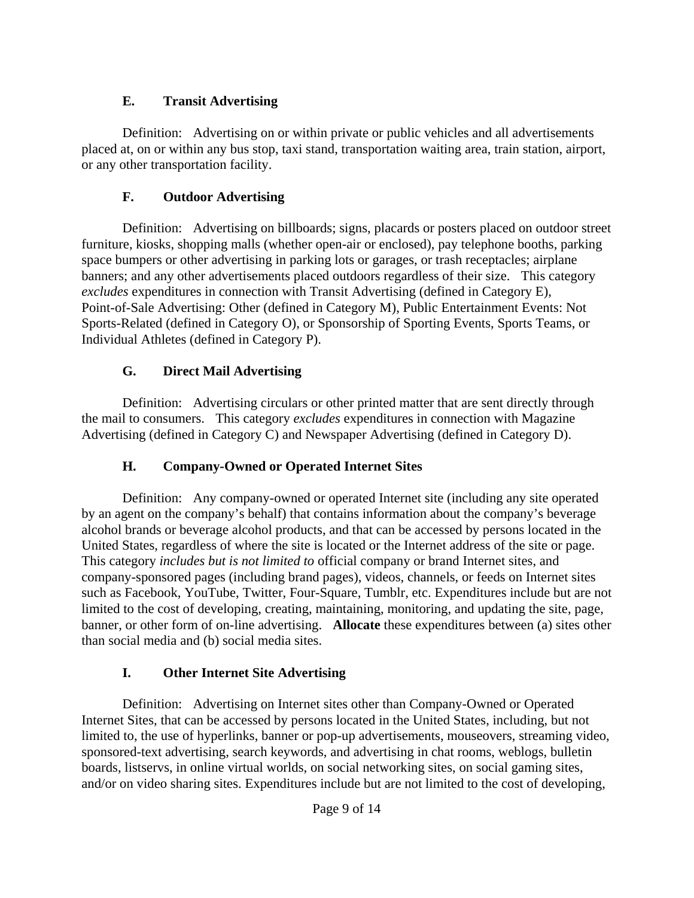### E. Transit Advertising

Definition: Advertising on or within private or public vehicles and all advertisements placed at, on or within any bus stop, taxi stand, transportation waiting area, train station, airport, or any other transportation facility.

### F. Outdoor Advertising

Definition: Advertising on billboards; signs, placards or posters placed on outdoor street furniture, kiosks, shopping malls (whether open-air or enclosed), pay telephone booths, parking space bumpers or other advertising in parking lots or garages, or trash receptacles; airplane banners; and any other advertisements placed outdoors regardless of their size. This category *excludes* expenditures in connection with Transit Advertising (defined in Category E), Point-of-Sale Advertising: Other (defined in Category M), Public Entertainment Events: Not Sports-Related (defined in Category O), or Sponsorship of Sporting Events, Sports Teams, or Individual Athletes (defined in Category P).

### G. Direct Mail Advertising

Definition: Advertising circulars or other printed matter that are sent directly through the mail to consumers. This category *excludes* expenditures in connection with Magazine Advertising (defined in Category C) and Newspaper Advertising (defined in Category D).

### H. Company-Owned or Operated Internet Sites

Definition: Any company-owned or operated Internet site (including any site operated by an agent on the company's behalf) that contains information about the company's beverage alcohol brands or beverage alcohol products, and that can be accessed by persons located in the United States, regardless of where the site is located or the Internet address of the site or page. This category *includes but is not limited to* official company or brand Internet sites, and company-sponsored pages (including brand pages), videos, channels, or feeds on Internet sites such as Facebook, YouTube, Twitter, Four-Square, Tumblr, etc. Expenditures include but are not limited to the cost of developing, creating, maintaining, monitoring, and updating the site, page, banner, or other form of on-line advertising. **Allocate** these expenditures between (a) sites other than social media and (b) social media sites.

### I. Other Internet Site Advertising

Definition: Advertising on Internet sites other than Company-Owned or Operated Internet Sites, that can be accessed by persons located in the United States, including, but not limited to, the use of hyperlinks, banner or pop-up advertisements, mouseovers, streaming video, sponsored-text advertising, search keywords, and advertising in chat rooms, weblogs, bulletin boards, listservs, in online virtual worlds, on social networking sites, on social gaming sites, and/or on video sharing sites. Expenditures include but are not limited to the cost of developing,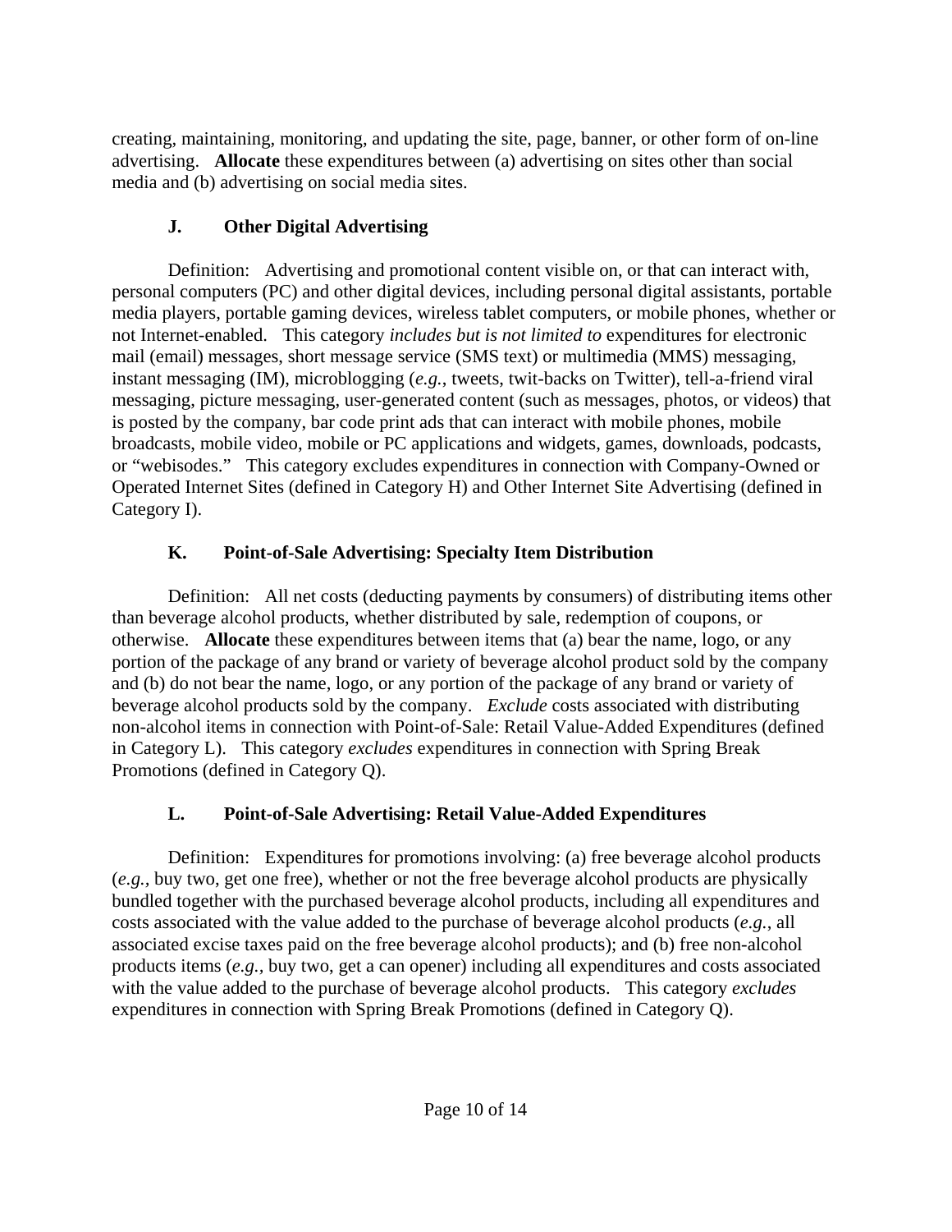creating, maintaining, monitoring, and updating the site, page, banner, or other form of on-line advertising. **Allocate** these expenditures between (a) advertising on sites other than social media and (b) advertising on social media sites.

### J. Other Digital Advertising

Definition: Advertising and promotional content visible on, or that can interact with, personal computers (PC) and other digital devices, including personal digital assistants, portable media players, portable gaming devices, wireless tablet computers, or mobile phones, whether or not Internet-enabled. This category *includes but is not limited to* expenditures for electronic mail (email) messages, short message service (SMS text) or multimedia (MMS) messaging, instant messaging (IM), microblogging (*e.g.*, tweets, twit-backs on Twitter), tell-a-friend viral messaging, picture messaging, user-generated content (such as messages, photos, or videos) that is posted by the company, bar code print ads that can interact with mobile phones, mobile broadcasts, mobile video, mobile or PC applications and widgets, games, downloads, podcasts, or "webisodes." This category excludes expenditures in connection with Company-Owned or Operated Internet Sites (defined in Category H) and Other Internet Site Advertising (defined in Category I).

### K. Point-of-Sale Advertising: Specialty Item Distribution

Definition: All net costs (deducting payments by consumers) of distributing items other than beverage alcohol products, whether distributed by sale, redemption of coupons, or otherwise. **Allocate** these expenditures between items that (a) bear the name, logo, or any portion of the package of any brand or variety of beverage alcohol product sold by the company and (b) do not bear the name, logo, or any portion of the package of any brand or variety of beverage alcohol products sold by the company. *Exclude* costs associated with distributing non-alcohol items in connection with Point-of-Sale: Retail Value-Added Expenditures (defined in Category L). This category *excludes* expenditures in connection with Spring Break Promotions (defined in Category Q).

### L. Point-of-Sale Advertising: Retail Value-Added Expenditures

Definition: Expenditures for promotions involving: (a) free beverage alcohol products (*e.g.*, buy two, get one free), whether or not the free beverage alcohol products are physically bundled together with the purchased beverage alcohol products, including all expenditures and costs associated with the value added to the purchase of beverage alcohol products (*e.g.*, all associated excise taxes paid on the free beverage alcohol products); and (b) free non-alcohol products items (*e.g.*, buy two, get a can opener) including all expenditures and costs associated with the value added to the purchase of beverage alcohol products. This category *excludes* expenditures in connection with Spring Break Promotions (defined in Category Q).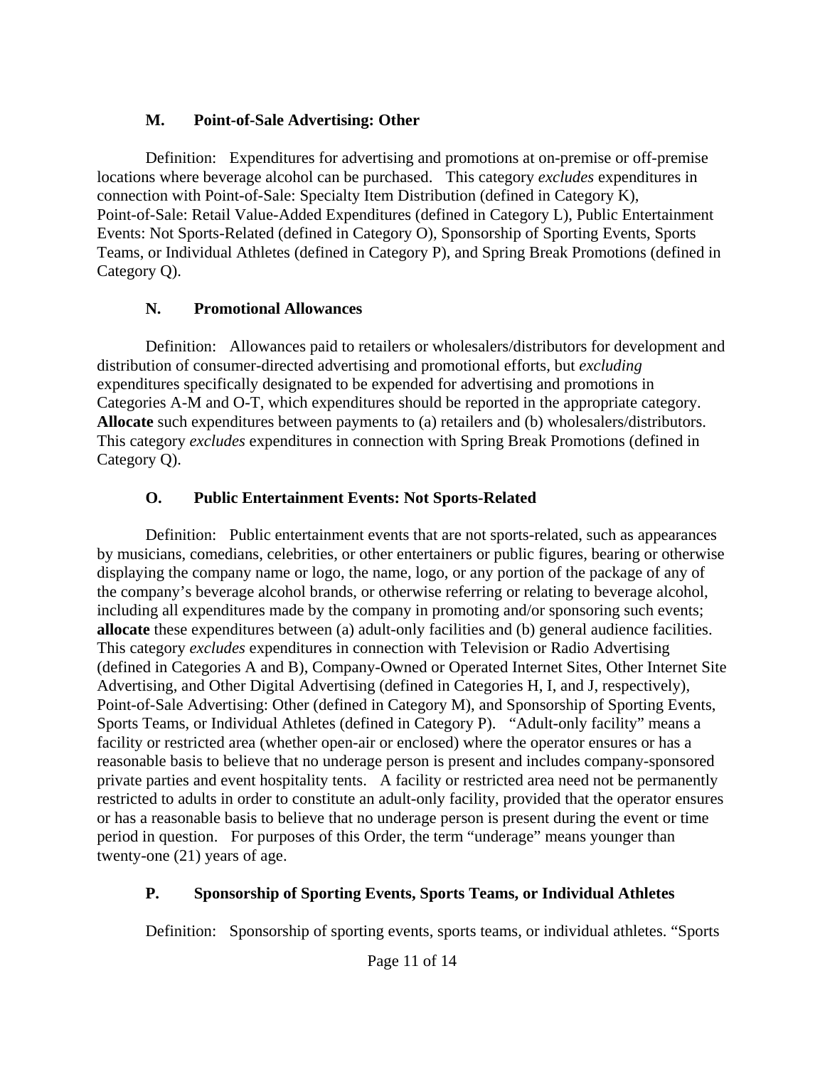### M. Point-of-Sale Advertising: Other

Definition: Expenditures for advertising and promotions at on-premise or off-premise locations where beverage alcohol can be purchased. This category *excludes* expenditures in connection with Point-of-Sale: Specialty Item Distribution (defined in Category K), Point-of-Sale: Retail Value-Added Expenditures (defined in Category L), Public Entertainment Events: Not Sports-Related (defined in Category O), Sponsorship of Sporting Events, Sports Teams, or Individual Athletes (defined in Category P), and Spring Break Promotions (defined in Category Q).

### N. Promotional Allowances

Definition: Allowances paid to retailers or wholesalers/distributors for development and distribution of consumer-directed advertising and promotional efforts, but *excluding* expenditures specifically designated to be expended for advertising and promotions in Categories A-M and O-T, which expenditures should be reported in the appropriate category. **Allocate** such expenditures between payments to (a) retailers and (b) wholesalers/distributors. This category *excludes* expenditures in connection with Spring Break Promotions (defined in Category Q).

### O. Public Entertainment Events: Not Sports-Related

Definition: Public entertainment events that are not sports-related, such as appearances by musicians, comedians, celebrities, or other entertainers or public figures, bearing or otherwise displaying the company name or logo, the name, logo, or any portion of the package of any of the company's beverage alcohol brands, or otherwise referring or relating to beverage alcohol, including all expenditures made by the company in promoting and/or sponsoring such events; **allocate** these expenditures between (a) adult-only facilities and (b) general audience facilities. This category *excludes* expenditures in connection with Television or Radio Advertising (defined in Categories A and B), Company-Owned or Operated Internet Sites, Other Internet Site Advertising, and Other Digital Advertising (defined in Categories H, I, and J, respectively), Point-of-Sale Advertising: Other (defined in Category M), and Sponsorship of Sporting Events, Sports Teams, or Individual Athletes (defined in Category P). "Adult-only facility" means a facility or restricted area (whether open-air or enclosed) where the operator ensures or has a reasonable basis to believe that no underage person is present and includes company-sponsored private parties and event hospitality tents. A facility or restricted area need not be permanently restricted to adults in order to constitute an adult-only facility, provided that the operator ensures or has a reasonable basis to believe that no underage person is present during the event or time period in question. For purposes of this Order, the term "underage" means younger than twenty-one (21) years of age.

### P. Sponsorship of Sporting Events, Sports Teams, or Individual Athletes

Definition: Sponsorship of sporting events, sports teams, or individual athletes. "Sports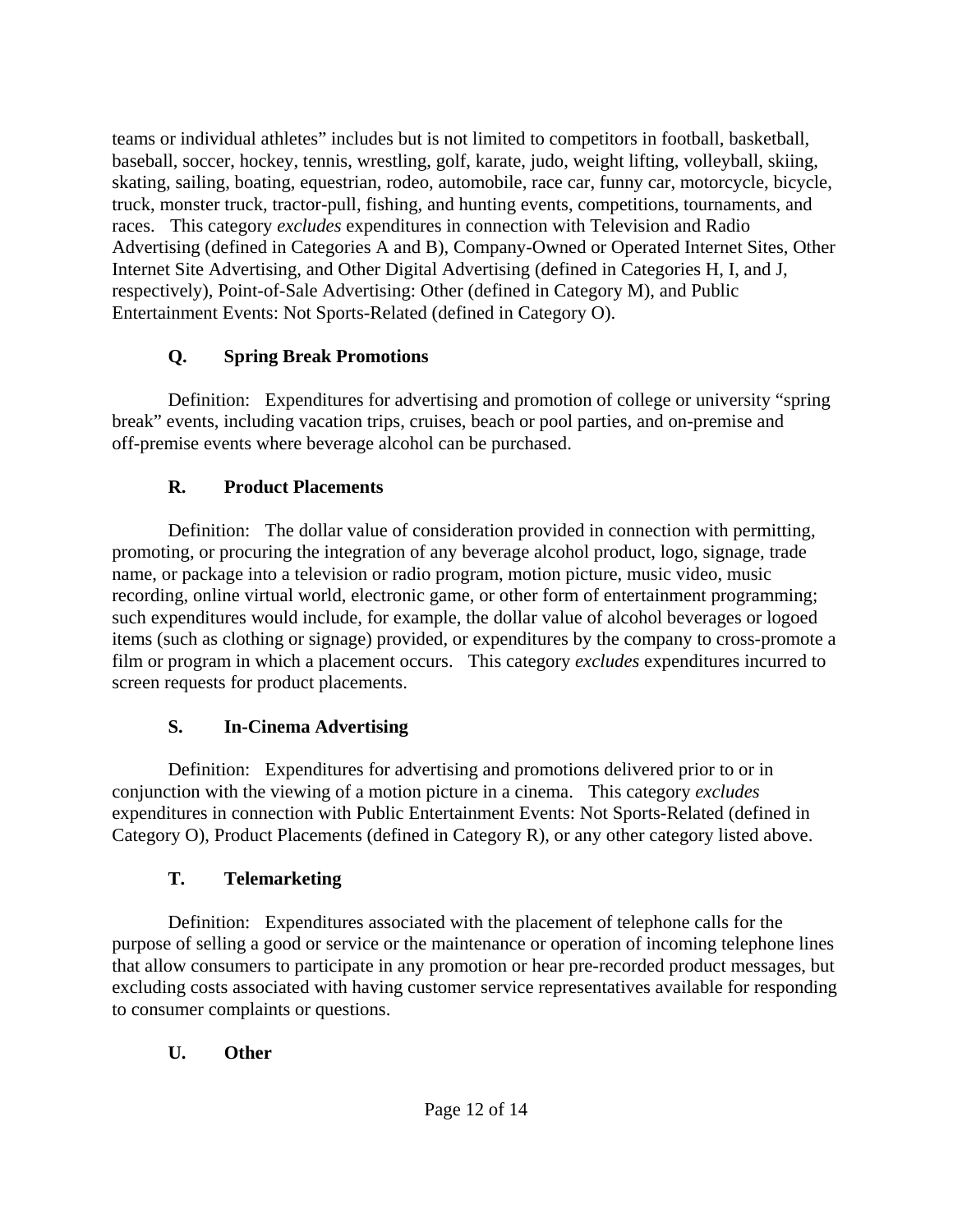teams or individual athletes" includes but is not limited to competitors in football, basketball, baseball, soccer, hockey, tennis, wrestling, golf, karate, judo, weight lifting, volleyball, skiing, skating, sailing, boating, equestrian, rodeo, automobile, race car, funny car, motorcycle, bicycle, truck, monster truck, tractor-pull, fishing, and hunting events, competitions, tournaments, and races. This category *excludes* expenditures in connection with Television and Radio Advertising (defined in Categories A and B), Company-Owned or Operated Internet Sites, Other Internet Site Advertising, and Other Digital Advertising (defined in Categories H, I, and J, respectively), Point-of-Sale Advertising: Other (defined in Category M), and Public Entertainment Events: Not Sports-Related (defined in Category O).

### Q. Spring Break Promotions

Definition: Expenditures for advertising and promotion of college or university "spring break" events, including vacation trips, cruises, beach or pool parties, and on-premise and off-premise events where beverage alcohol can be purchased.

### R. Product Placements

Definition: The dollar value of consideration provided in connection with permitting, promoting, or procuring the integration of any beverage alcohol product, logo, signage, trade name, or package into a television or radio program, motion picture, music video, music recording, online virtual world, electronic game, or other form of entertainment programming; such expenditures would include, for example, the dollar value of alcohol beverages or logoed items (such as clothing or signage) provided, or expenditures by the company to cross-promote a film or program in which a placement occurs. This category *excludes* expenditures incurred to screen requests for product placements.

### S. In-Cinema Advertising

Definition: Expenditures for advertising and promotions delivered prior to or in conjunction with the viewing of a motion picture in a cinema. This category *excludes* expenditures in connection with Public Entertainment Events: Not Sports-Related (defined in Category O), Product Placements (defined in Category R), or any other category listed above.

### T. Telemarketing

Definition: Expenditures associated with the placement of telephone calls for the purpose of selling a good or service or the maintenance or operation of incoming telephone lines that allow consumers to participate in any promotion or hear pre-recorded product messages, but excluding costs associated with having customer service representatives available for responding to consumer complaints or questions.

### U. Other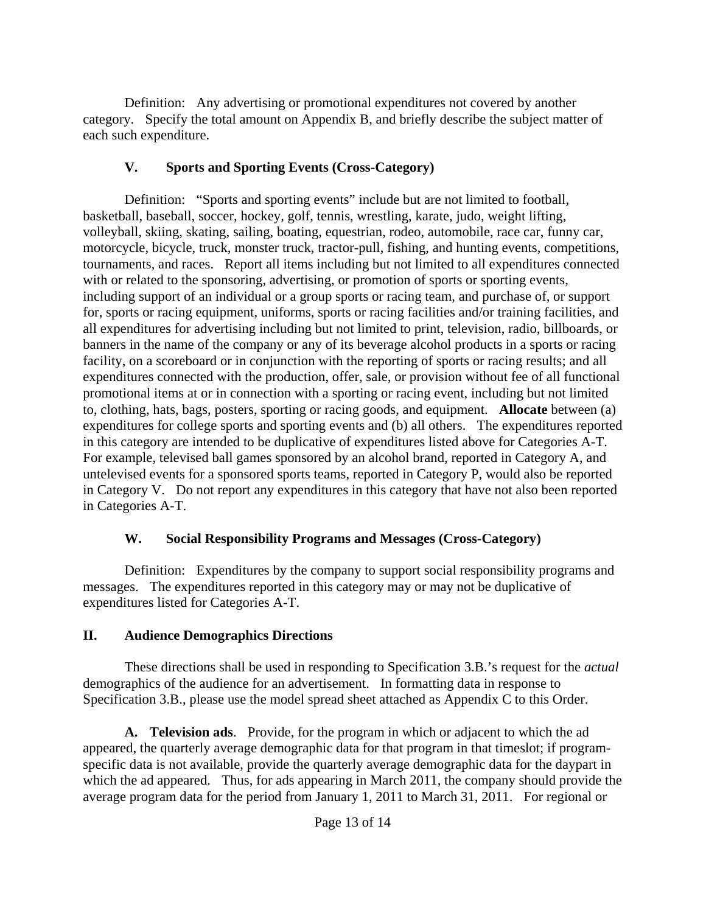Definition: Any advertising or promotional expenditures not covered by another category. Specify the total amount on Appendix B, and briefly describe the subject matter of each such expenditure.

### V. Sports and Sporting Events (Cross-Category)

Definition: "Sports and sporting events" include but are not limited to football, basketball, baseball, soccer, hockey, golf, tennis, wrestling, karate, judo, weight lifting, volleyball, skiing, skating, sailing, boating, equestrian, rodeo, automobile, race car, funny car, motorcycle, bicycle, truck, monster truck, tractor-pull, fishing, and hunting events, competitions, tournaments, and races. Report all items including but not limited to all expenditures connected with or related to the sponsoring, advertising, or promotion of sports or sporting events, including support of an individual or a group sports or racing team, and purchase of, or support for, sports or racing equipment, uniforms, sports or racing facilities and/or training facilities, and all expenditures for advertising including but not limited to print, television, radio, billboards, or banners in the name of the company or any of its beverage alcohol products in a sports or racing facility, on a scoreboard or in conjunction with the reporting of sports or racing results; and all expenditures connected with the production, offer, sale, or provision without fee of all functional promotional items at or in connection with a sporting or racing event, including but not limited to, clothing, hats, bags, posters, sporting or racing goods, and equipment. **Allocate** between (a) expenditures for college sports and sporting events and (b) all others. The expenditures reported in this category are intended to be duplicative of expenditures listed above for Categories A-T. For example, televised ball games sponsored by an alcohol brand, reported in Category A, and untelevised events for a sponsored sports teams, reported in Category P, would also be reported in Category V. Do not report any expenditures in this category that have not also been reported in Categories A-T.

### W. Social Responsibility Programs and Messages (Cross-Category)

Definition: Expenditures by the company to support social responsibility programs and messages. The expenditures reported in this category may or may not be duplicative of expenditures listed for Categories A-T.

## II. Audience Demographics Directions

These directions shall be used in responding to Specification 3.B.'s request for the *actual* demographics of the audience for an advertisement. In formatting data in response to Specification 3.B., please use the model spread sheet attached as Appendix C to this Order.

**A. Television ads**. Provide, for the program in which or adjacent to which the ad appeared, the quarterly average demographic data for that program in that timeslot; if program-specific data is not available, provide the quarterly average demographic data for the daypart in which the ad appeared. Thus, for ads appearing in March 2011, the company should provide the average program data for the period from January 1, 2011 to March 31, 2011. For regional or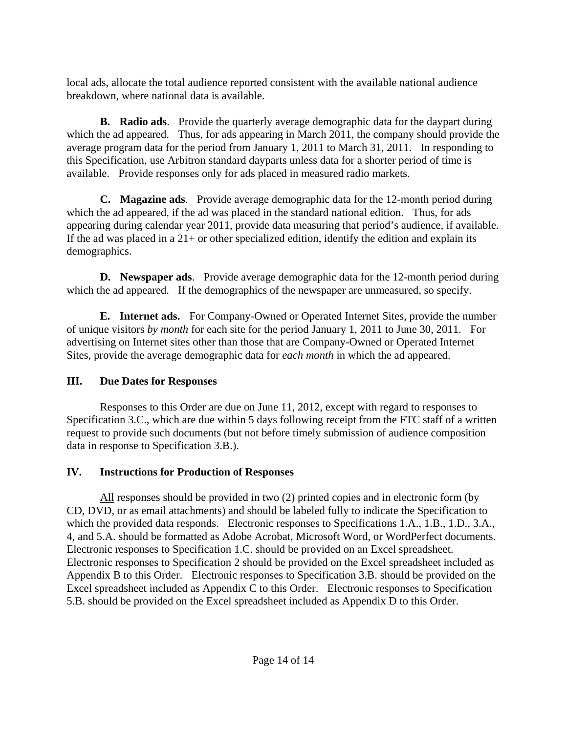local ads, allocate the total audience reported consistent with the available national audience breakdown, where national data is available.

**B. Radio ads**. Provide the quarterly average demographic data for the daypart during which the ad appeared. Thus, for ads appearing in March 2011, the company should provide the average program data for the period from January 1, 2011 to March 31, 2011. In responding to this Specification, use Arbitron standard dayparts unless data for a shorter period of time is available. Provide responses only for ads placed in measured radio markets.

**C. Magazine ads**. Provide average demographic data for the 12-month period during which the ad appeared, if the ad was placed in the standard national edition. Thus, for ads appearing during calendar year 2011, provide data measuring that period's audience, if available. If the ad was placed in a 21+ or other specialized edition, identify the edition and explain its demographics.

**D. Newspaper ads**. Provide average demographic data for the 12-month period during which the ad appeared. If the demographics of the newspaper are unmeasured, so specify.

**E. Internet ads.** For Company-Owned or Operated Internet Sites, provide the number of unique visitors *by month* for each site for the period January 1, 2011 to June 30, 2011. For advertising on Internet sites other than those that are Company-Owned or Operated Internet Sites, provide the average demographic data for *each month* in which the ad appeared.

## III. Due Dates for Responses

Responses to this Order are due on June 11, 2012, except with regard to responses to Specification 3.C., which are due within 5 days following receipt from the FTC staff of a written request to provide such documents (but not before timely submission of audience composition data in response to Specification 3.B.).

## IV. Instructions for Production of Responses

All responses should be provided in two (2) printed copies and in electronic form (by CD, DVD, or as email attachments) and should be labeled fully to indicate the Specification to which the provided data responds. Electronic responses to Specifications 1.A., 1.B., 1.D., 3.A., 4, and 5.A. should be formatted as Adobe Acrobat, Microsoft Word, or WordPerfect documents. Electronic responses to Specification 1.C. should be provided on an Excel spreadsheet. Electronic responses to Specification 2 should be provided on the Excel spreadsheet included as Appendix B to this Order. Electronic responses to Specification 3.B. should be provided on the Excel spreadsheet included as Appendix C to this Order. Electronic responses to Specification 5.B. should be provided on the Excel spreadsheet included as Appendix D to this Order.